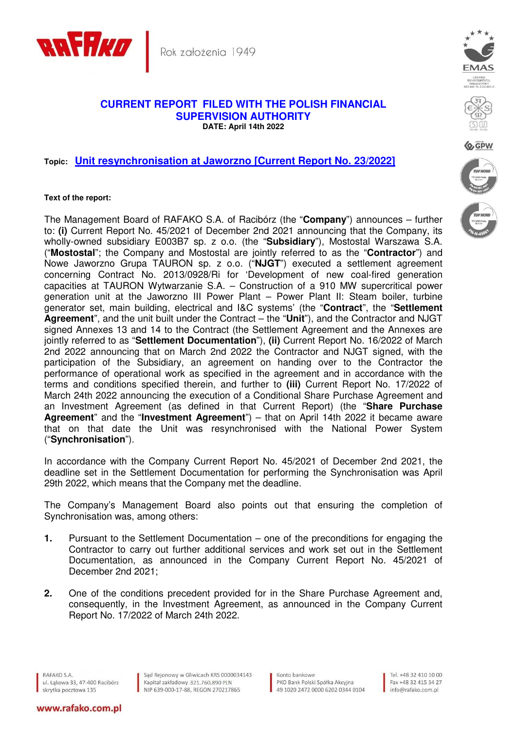Rok założenia 1949

# CURRENT REPORT FILED WITH THE POLISH FINANCIAL SUPERVISION AUTHORITY

**DATE: April 14th 2022**

**Topic:** **Unit resynchronisation at Jaworzno [Current Report No. 23/2022]**

**Text of the report:**

The Management Board of RAFAKO S.A. of Racibórz (the "**Company**") announces – further to: **(i)** Current Report No. 45/2021 of December 2nd 2021 announcing that the Company, its wholly-owned subsidiary E003B7 sp. z o.o. (the "**Subsidiary**"), Mostostal Warszawa S.A. ("**Mostostal**"; the Company and Mostostal are jointly referred to as the "**Contractor**") and Nowe Jaworzno Grupa TAURON sp. z o.o. ("**NJGT**") executed a settlement agreement concerning Contract No. 2013/0928/Ri for 'Development of new coal-fired generation capacities at TAURON Wytwarzanie S.A. – Construction of a 910 MW supercritical power generation unit at the Jaworzno III Power Plant – Power Plant II: Steam boiler, turbine generator set, main building, electrical and I&C systems' (the "**Contract**", the "**Settlement Agreement**", and the unit built under the Contract – the "**Unit**"), and the Contractor and NJGT signed Annexes 13 and 14 to the Contract (the Settlement Agreement and the Annexes are jointly referred to as "**Settlement Documentation**"), **(ii)** Current Report No. 16/2022 of March 2nd 2022 announcing that on March 2nd 2022 the Contractor and NJGT signed, with the participation of the Subsidiary, an agreement on handing over to the Contractor the performance of operational work as specified in the agreement and in accordance with the terms and conditions specified therein, and further to **(iii)** Current Report No. 17/2022 of March 24th 2022 announcing the execution of a Conditional Share Purchase Agreement and an Investment Agreement (as defined in that Current Report) (the "**Share Purchase Agreement**" and the "**Investment Agreement**") – that on April 14th 2022 it became aware that on that date the Unit was resynchronised with the National Power System ("**Synchronisation**").

In accordance with the Company Current Report No. 45/2021 of December 2nd 2021, the deadline set in the Settlement Documentation for performing the Synchronisation was April 29th 2022, which means that the Company met the deadline.

The Company's Management Board also points out that ensuring the completion of Synchronisation was, among others:

1. Pursuant to the Settlement Documentation – one of the preconditions for engaging the Contractor to carry out further additional services and work set out in the Settlement Documentation, as announced in the Company Current Report No. 45/2021 of December 2nd 2021;
2. One of the conditions precedent provided for in the Share Purchase Agreement and, consequently, in the Investment Agreement, as announced in the Company Current Report No. 17/2022 of March 24th 2022.

RAFAKO S.A.
ul. Łąkowa 33, 47-400 Racibórz
skrytka pocztowa 135

Sąd Rejonowy w Gliwicach KRS 0000034143
Kapitał zakładowy 321.760.890 PLN
NIP 639-000-17-88, REGON 270217865

Konto bankowe
PKO Bank Polski Spółka Akcyjna
49 1020 2472 0000 6202 0344 0104

Tel. +48 32 410 10 00
Fax +48 32 415 34 27
info@rafako.com.pl

www.rafako.com.pl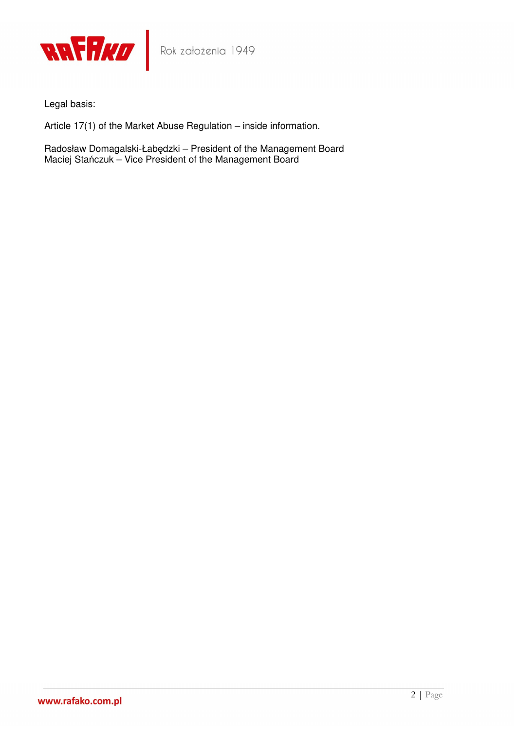Legal basis:

Article 17(1) of the Market Abuse Regulation – inside information.

Radosław Domagalski-Łabędzki – President of the Management Board
Maciej Stańczuk – Vice President of the Management Board